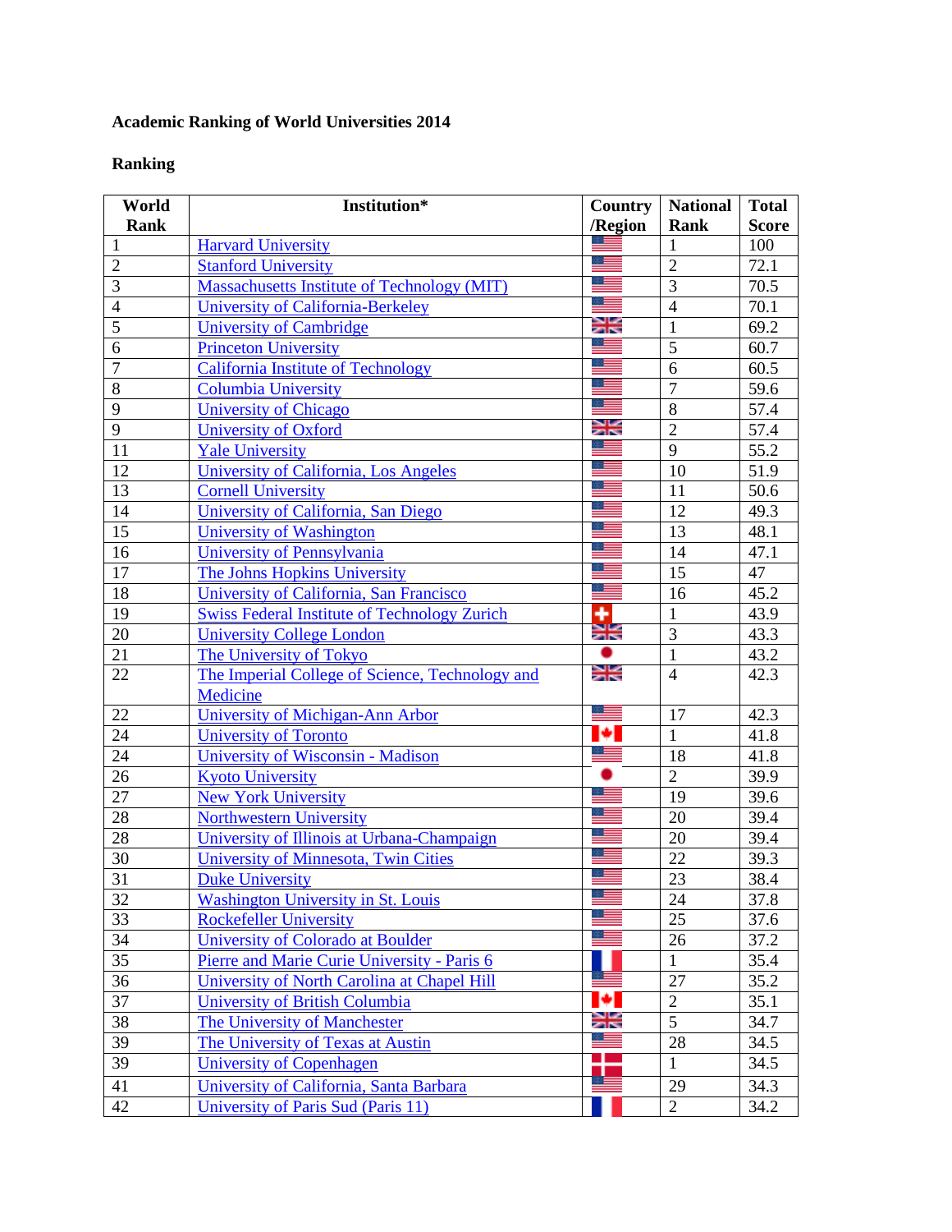**Academic Ranking of World Universities 2014**

**Ranking**

| World Rank | Institution* | Country /Region | National Rank | Total Score |
|---|---|---|---|---|
| 1 | Harvard University | | 1 | 100 |
| 2 | Stanford University | | 2 | 72.1 |
| 3 | Massachusetts Institute of Technology (MIT) | | 3 | 70.5 |
| 4 | University of California-Berkeley | | 4 | 70.1 |
| 5 | University of Cambridge | | 1 | 69.2 |
| 6 | Princeton University | | 5 | 60.7 |
| 7 | California Institute of Technology | | 6 | 60.5 |
| 8 | Columbia University | | 7 | 59.6 |
| 9 | University of Chicago | | 8 | 57.4 |
| 9 | University of Oxford | | 2 | 57.4 |
| 11 | Yale University | | 9 | 55.2 |
| 12 | University of California, Los Angeles | | 10 | 51.9 |
| 13 | Cornell University | | 11 | 50.6 |
| 14 | University of California, San Diego | | 12 | 49.3 |
| 15 | University of Washington | | 13 | 48.1 |
| 16 | University of Pennsylvania | | 14 | 47.1 |
| 17 | The Johns Hopkins University | | 15 | 47 |
| 18 | University of California, San Francisco | | 16 | 45.2 |
| 19 | Swiss Federal Institute of Technology Zurich | | 1 | 43.9 |
| 20 | University College London | | 3 | 43.3 |
| 21 | The University of Tokyo | | 1 | 43.2 |
| 22 | The Imperial College of Science, Technology and Medicine | | 4 | 42.3 |
| 22 | University of Michigan-Ann Arbor | | 17 | 42.3 |
| 24 | University of Toronto | | 1 | 41.8 |
| 24 | University of Wisconsin - Madison | | 18 | 41.8 |
| 26 | Kyoto University | | 2 | 39.9 |
| 27 | New York University | | 19 | 39.6 |
| 28 | Northwestern University | | 20 | 39.4 |
| 28 | University of Illinois at Urbana-Champaign | | 20 | 39.4 |
| 30 | University of Minnesota, Twin Cities | | 22 | 39.3 |
| 31 | Duke University | | 23 | 38.4 |
| 32 | Washington University in St. Louis | | 24 | 37.8 |
| 33 | Rockefeller University | | 25 | 37.6 |
| 34 | University of Colorado at Boulder | | 26 | 37.2 |
| 35 | Pierre and Marie Curie University - Paris 6 | | 1 | 35.4 |
| 36 | University of North Carolina at Chapel Hill | | 27 | 35.2 |
| 37 | University of British Columbia | | 2 | 35.1 |
| 38 | The University of Manchester | | 5 | 34.7 |
| 39 | The University of Texas at Austin | | 28 | 34.5 |
| 39 | University of Copenhagen | | 1 | 34.5 |
| 41 | University of California, Santa Barbara | | 29 | 34.3 |
| 42 | University of Paris Sud (Paris 11) | | 2 | 34.2 |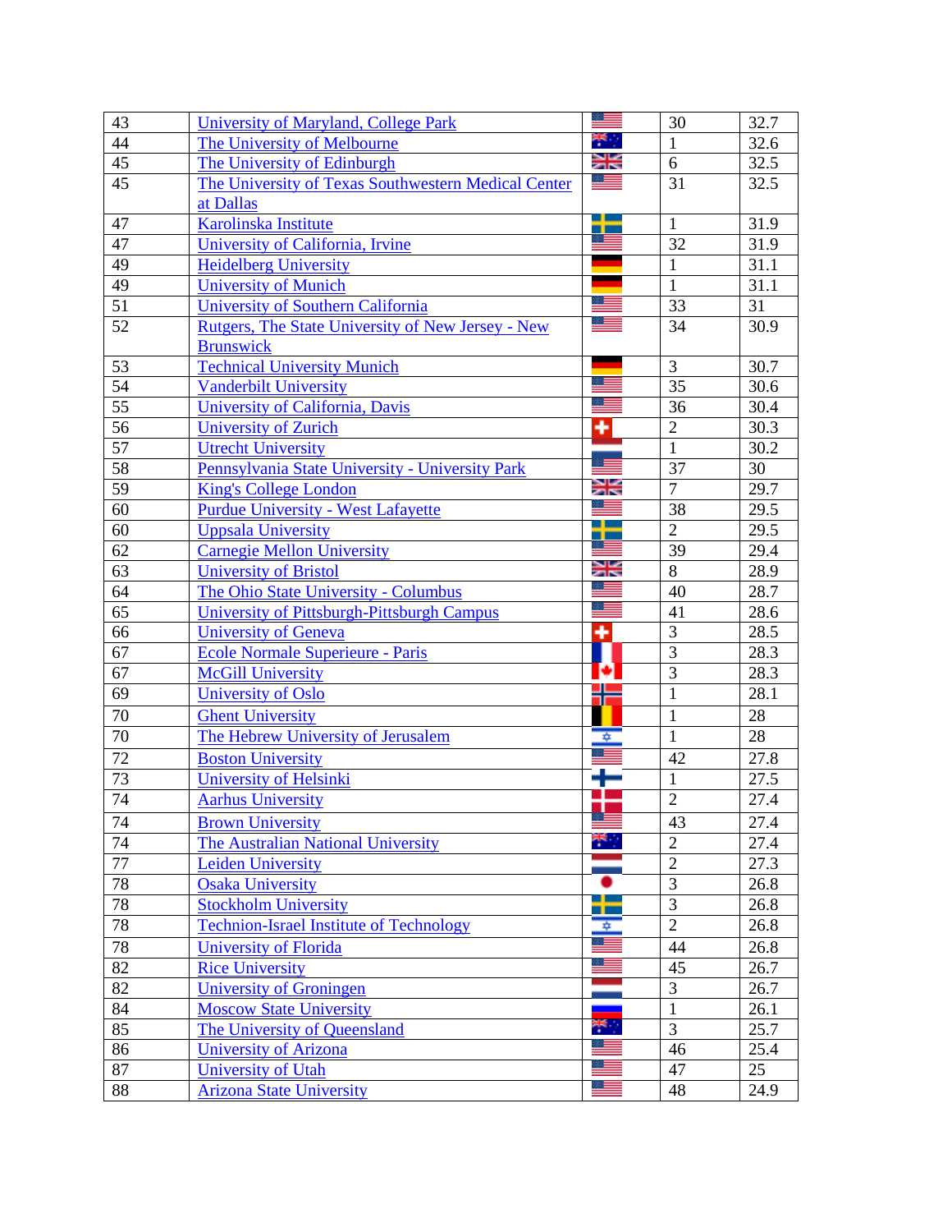| 43 | University of Maryland, College Park | | 30 | 32.7 |
|---|---|---|---|---|
| 44 | The University of Melbourne | | 1 | 32.6 |
| 45 | The University of Edinburgh | | 6 | 32.5 |
| 45 | The University of Texas Southwestern Medical Center at Dallas | | 31 | 32.5 |
| 47 | Karolinska Institute | | 1 | 31.9 |
| 47 | University of California, Irvine | | 32 | 31.9 |
| 49 | Heidelberg University | | 1 | 31.1 |
| 49 | University of Munich | | 1 | 31.1 |
| 51 | University of Southern California | | 33 | 31 |
| 52 | Rutgers, The State University of New Jersey - New Brunswick | | 34 | 30.9 |
| 53 | Technical University Munich | | 3 | 30.7 |
| 54 | Vanderbilt University | | 35 | 30.6 |
| 55 | University of California, Davis | | 36 | 30.4 |
| 56 | University of Zurich | | 2 | 30.3 |
| 57 | Utrecht University | | 1 | 30.2 |
| 58 | Pennsylvania State University - University Park | | 37 | 30 |
| 59 | King's College London | | 7 | 29.7 |
| 60 | Purdue University - West Lafayette | | 38 | 29.5 |
| 60 | Uppsala University | | 2 | 29.5 |
| 62 | Carnegie Mellon University | | 39 | 29.4 |
| 63 | University of Bristol | | 8 | 28.9 |
| 64 | The Ohio State University - Columbus | | 40 | 28.7 |
| 65 | University of Pittsburgh-Pittsburgh Campus | | 41 | 28.6 |
| 66 | University of Geneva | | 3 | 28.5 |
| 67 | Ecole Normale Superieure - Paris | | 3 | 28.3 |
| 67 | McGill University | | 3 | 28.3 |
| 69 | University of Oslo | | 1 | 28.1 |
| 70 | Ghent University | | 1 | 28 |
| 70 | The Hebrew University of Jerusalem | | 1 | 28 |
| 72 | Boston University | | 42 | 27.8 |
| 73 | University of Helsinki | | 1 | 27.5 |
| 74 | Aarhus University | | 2 | 27.4 |
| 74 | Brown University | | 43 | 27.4 |
| 74 | The Australian National University | | 2 | 27.4 |
| 77 | Leiden University | | 2 | 27.3 |
| 78 | Osaka University | | 3 | 26.8 |
| 78 | Stockholm University | | 3 | 26.8 |
| 78 | Technion-Israel Institute of Technology | | 2 | 26.8 |
| 78 | University of Florida | | 44 | 26.8 |
| 82 | Rice University | | 45 | 26.7 |
| 82 | University of Groningen | | 3 | 26.7 |
| 84 | Moscow State University | | 1 | 26.1 |
| 85 | The University of Queensland | | 3 | 25.7 |
| 86 | University of Arizona | | 46 | 25.4 |
| 87 | University of Utah | | 47 | 25 |
| 88 | Arizona State University | | 48 | 24.9 |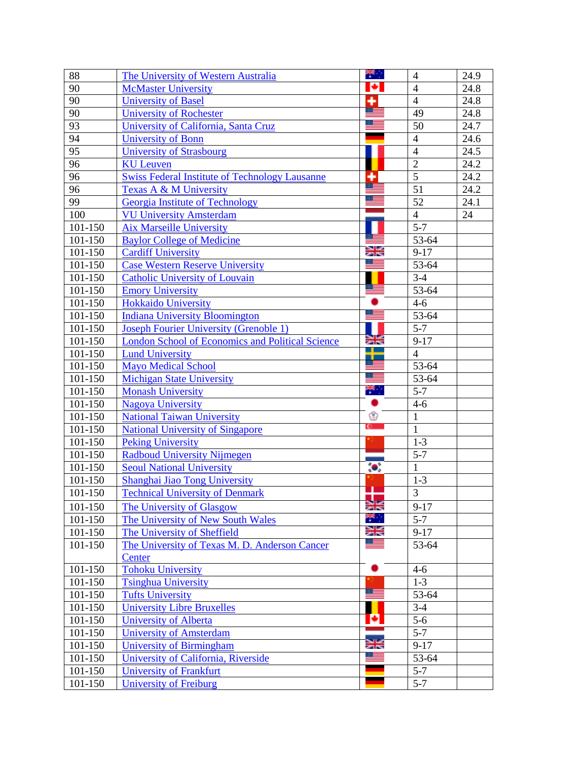| 88 | The University of Western Australia | | 4 | 24.9 |
|---|---|---|---|---|
| 90 | McMaster University | | 4 | 24.8 |
| 90 | University of Basel | | 4 | 24.8 |
| 90 | University of Rochester | | 49 | 24.8 |
| 93 | University of California, Santa Cruz | | 50 | 24.7 |
| 94 | University of Bonn | | 4 | 24.6 |
| 95 | University of Strasbourg | | 4 | 24.5 |
| 96 | KU Leuven | | 2 | 24.2 |
| 96 | Swiss Federal Institute of Technology Lausanne | | 5 | 24.2 |
| 96 | Texas A & M University | | 51 | 24.2 |
| 99 | Georgia Institute of Technology | | 52 | 24.1 |
| 100 | VU University Amsterdam | | 4 | 24 |
| 101-150 | Aix Marseille University | | 5-7 | |
| 101-150 | Baylor College of Medicine | | 53-64 | |
| 101-150 | Cardiff University | | 9-17 | |
| 101-150 | Case Western Reserve University | | 53-64 | |
| 101-150 | Catholic University of Louvain | | 3-4 | |
| 101-150 | Emory University | | 53-64 | |
| 101-150 | Hokkaido University | | 4-6 | |
| 101-150 | Indiana University Bloomington | | 53-64 | |
| 101-150 | Joseph Fourier University (Grenoble 1) | | 5-7 | |
| 101-150 | London School of Economics and Political Science | | 9-17 | |
| 101-150 | Lund University | | 4 | |
| 101-150 | Mayo Medical School | | 53-64 | |
| 101-150 | Michigan State University | | 53-64 | |
| 101-150 | Monash University | | 5-7 | |
| 101-150 | Nagoya University | | 4-6 | |
| 101-150 | National Taiwan University | | 1 | |
| 101-150 | National University of Singapore | | 1 | |
| 101-150 | Peking University | | 1-3 | |
| 101-150 | Radboud University Nijmegen | | 5-7 | |
| 101-150 | Seoul National University | | 1 | |
| 101-150 | Shanghai Jiao Tong University | | 1-3 | |
| 101-150 | Technical University of Denmark | | 3 | |
| 101-150 | The University of Glasgow | | 9-17 | |
| 101-150 | The University of New South Wales | | 5-7 | |
| 101-150 | The University of Sheffield | | 9-17 | |
| 101-150 | The University of Texas M. D. Anderson Cancer Center | | 53-64 | |
| 101-150 | Tohoku University | | 4-6 | |
| 101-150 | Tsinghua University | | 1-3 | |
| 101-150 | Tufts University | | 53-64 | |
| 101-150 | University Libre Bruxelles | | 3-4 | |
| 101-150 | University of Alberta | | 5-6 | |
| 101-150 | University of Amsterdam | | 5-7 | |
| 101-150 | University of Birmingham | | 9-17 | |
| 101-150 | University of California, Riverside | | 53-64 | |
| 101-150 | University of Frankfurt | | 5-7 | |
| 101-150 | University of Freiburg | | 5-7 | |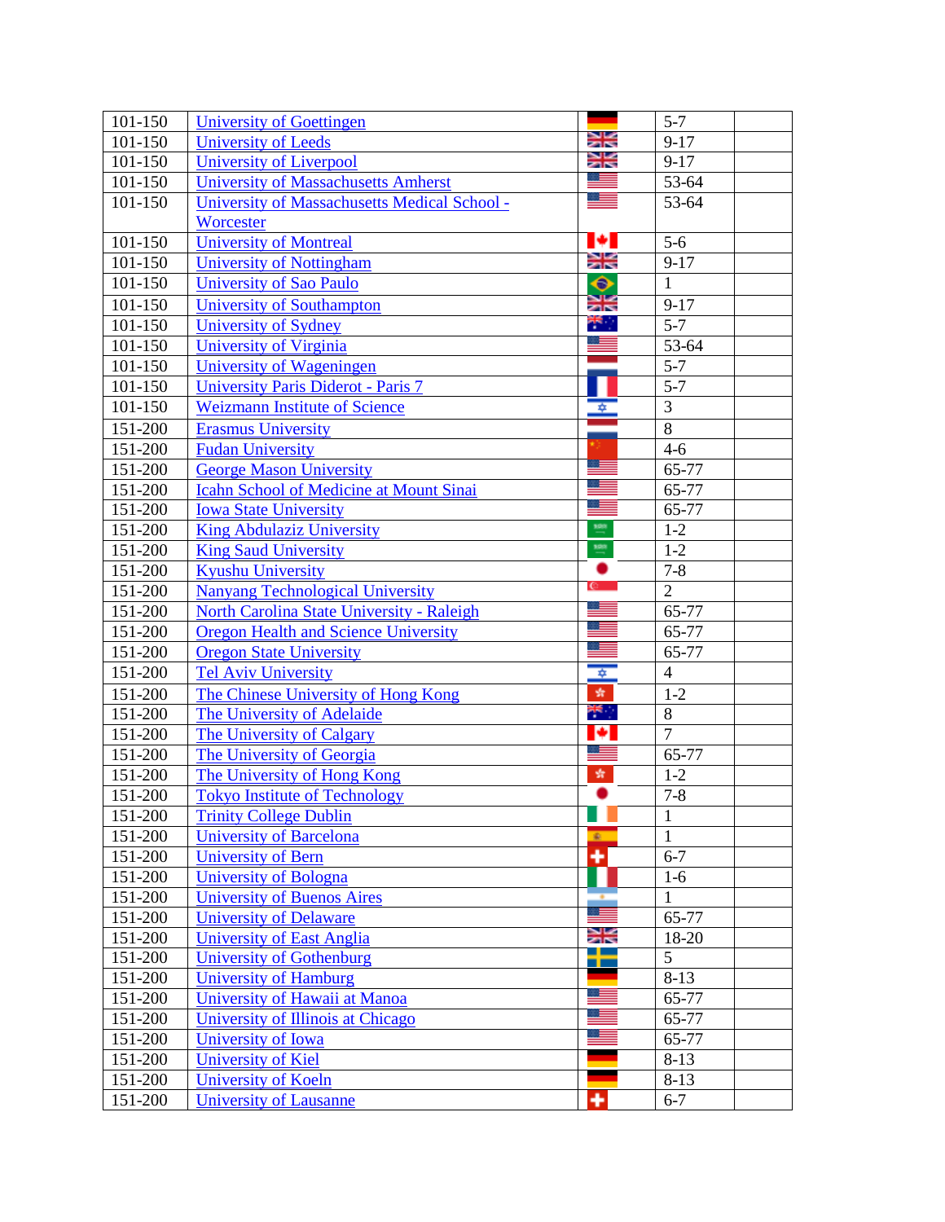| | | | | |
|---|---|---|---|---|
| 101-150 | University of Goettingen | | 5-7 | |
| 101-150 | University of Leeds | | 9-17 | |
| 101-150 | University of Liverpool | | 9-17 | |
| 101-150 | University of Massachusetts Amherst | | 53-64 | |
| 101-150 | University of Massachusetts Medical School - Worcester | | 53-64 | |
| 101-150 | University of Montreal | | 5-6 | |
| 101-150 | University of Nottingham | | 9-17 | |
| 101-150 | University of Sao Paulo | | 1 | |
| 101-150 | University of Southampton | | 9-17 | |
| 101-150 | University of Sydney | | 5-7 | |
| 101-150 | University of Virginia | | 53-64 | |
| 101-150 | University of Wageningen | | 5-7 | |
| 101-150 | University Paris Diderot - Paris 7 | | 5-7 | |
| 101-150 | Weizmann Institute of Science | | 3 | |
| 151-200 | Erasmus University | | 8 | |
| 151-200 | Fudan University | | 4-6 | |
| 151-200 | George Mason University | | 65-77 | |
| 151-200 | Icahn School of Medicine at Mount Sinai | | 65-77 | |
| 151-200 | Iowa State University | | 65-77 | |
| 151-200 | King Abdulaziz University | | 1-2 | |
| 151-200 | King Saud University | | 1-2 | |
| 151-200 | Kyushu University | | 7-8 | |
| 151-200 | Nanyang Technological University | | 2 | |
| 151-200 | North Carolina State University - Raleigh | | 65-77 | |
| 151-200 | Oregon Health and Science University | | 65-77 | |
| 151-200 | Oregon State University | | 65-77 | |
| 151-200 | Tel Aviv University | | 4 | |
| 151-200 | The Chinese University of Hong Kong | | 1-2 | |
| 151-200 | The University of Adelaide | | 8 | |
| 151-200 | The University of Calgary | | 7 | |
| 151-200 | The University of Georgia | | 65-77 | |
| 151-200 | The University of Hong Kong | | 1-2 | |
| 151-200 | Tokyo Institute of Technology | | 7-8 | |
| 151-200 | Trinity College Dublin | | 1 | |
| 151-200 | University of Barcelona | | 1 | |
| 151-200 | University of Bern | | 6-7 | |
| 151-200 | University of Bologna | | 1-6 | |
| 151-200 | University of Buenos Aires | | 1 | |
| 151-200 | University of Delaware | | 65-77 | |
| 151-200 | University of East Anglia | | 18-20 | |
| 151-200 | University of Gothenburg | | 5 | |
| 151-200 | University of Hamburg | | 8-13 | |
| 151-200 | University of Hawaii at Manoa | | 65-77 | |
| 151-200 | University of Illinois at Chicago | | 65-77 | |
| 151-200 | University of Iowa | | 65-77 | |
| 151-200 | University of Kiel | | 8-13 | |
| 151-200 | University of Koeln | | 8-13 | |
| 151-200 | University of Lausanne | | 6-7 | |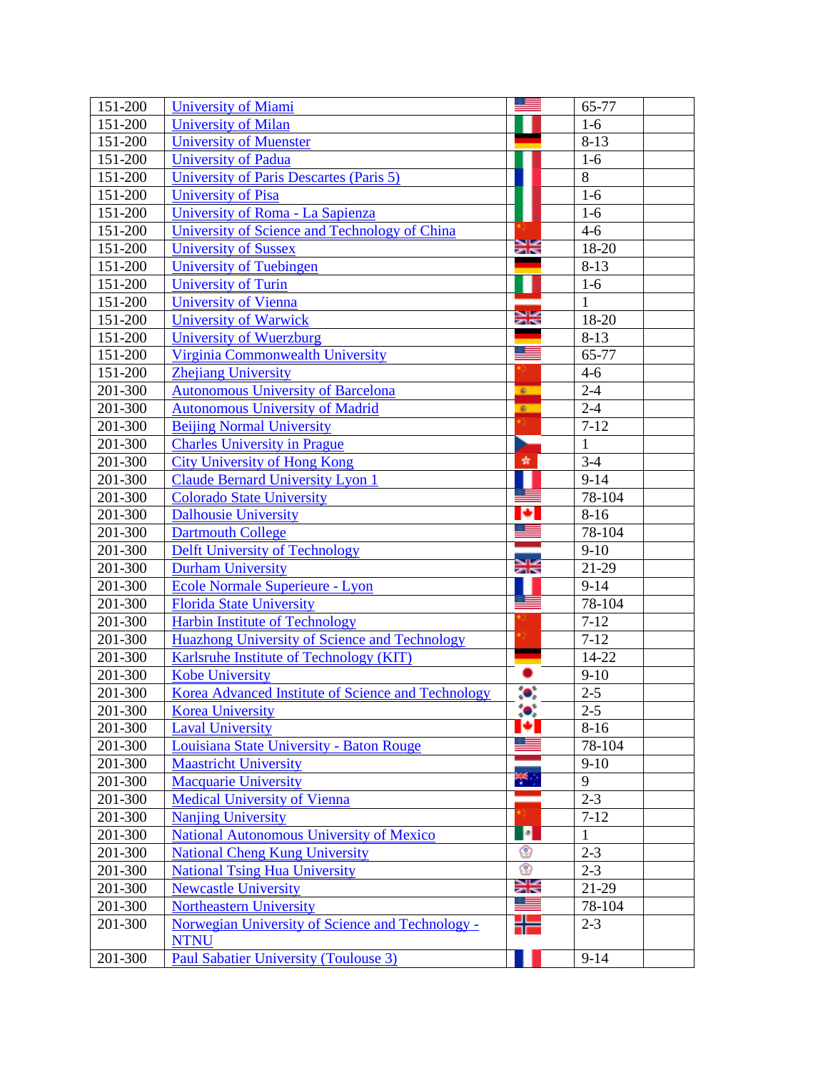| | | | | |
|---|---|---|---|---|
| 151-200 | University of Miami | | 65-77 | |
| 151-200 | University of Milan | | 1-6 | |
| 151-200 | University of Muenster | | 8-13 | |
| 151-200 | University of Padua | | 1-6 | |
| 151-200 | University of Paris Descartes (Paris 5) | | 8 | |
| 151-200 | University of Pisa | | 1-6 | |
| 151-200 | University of Roma - La Sapienza | | 1-6 | |
| 151-200 | University of Science and Technology of China | | 4-6 | |
| 151-200 | University of Sussex | | 18-20 | |
| 151-200 | University of Tuebingen | | 8-13 | |
| 151-200 | University of Turin | | 1-6 | |
| 151-200 | University of Vienna | | 1 | |
| 151-200 | University of Warwick | | 18-20 | |
| 151-200 | University of Wuerzburg | | 8-13 | |
| 151-200 | Virginia Commonwealth University | | 65-77 | |
| 151-200 | Zhejiang University | | 4-6 | |
| 201-300 | Autonomous University of Barcelona | | 2-4 | |
| 201-300 | Autonomous University of Madrid | | 2-4 | |
| 201-300 | Beijing Normal University | | 7-12 | |
| 201-300 | Charles University in Prague | | 1 | |
| 201-300 | City University of Hong Kong | | 3-4 | |
| 201-300 | Claude Bernard University Lyon 1 | | 9-14 | |
| 201-300 | Colorado State University | | 78-104 | |
| 201-300 | Dalhousie University | | 8-16 | |
| 201-300 | Dartmouth College | | 78-104 | |
| 201-300 | Delft University of Technology | | 9-10 | |
| 201-300 | Durham University | | 21-29 | |
| 201-300 | Ecole Normale Superieure - Lyon | | 9-14 | |
| 201-300 | Florida State University | | 78-104 | |
| 201-300 | Harbin Institute of Technology | | 7-12 | |
| 201-300 | Huazhong University of Science and Technology | | 7-12 | |
| 201-300 | Karlsruhe Institute of Technology (KIT) | | 14-22 | |
| 201-300 | Kobe University | | 9-10 | |
| 201-300 | Korea Advanced Institute of Science and Technology | | 2-5 | |
| 201-300 | Korea University | | 2-5 | |
| 201-300 | Laval University | | 8-16 | |
| 201-300 | Louisiana State University - Baton Rouge | | 78-104 | |
| 201-300 | Maastricht University | | 9-10 | |
| 201-300 | Macquarie University | | 9 | |
| 201-300 | Medical University of Vienna | | 2-3 | |
| 201-300 | Nanjing University | | 7-12 | |
| 201-300 | National Autonomous University of Mexico | | 1 | |
| 201-300 | National Cheng Kung University | | 2-3 | |
| 201-300 | National Tsing Hua University | | 2-3 | |
| 201-300 | Newcastle University | | 21-29 | |
| 201-300 | Northeastern University | | 78-104 | |
| 201-300 | Norwegian University of Science and Technology - NTNU | | 2-3 | |
| 201-300 | Paul Sabatier University (Toulouse 3) | | 9-14 | |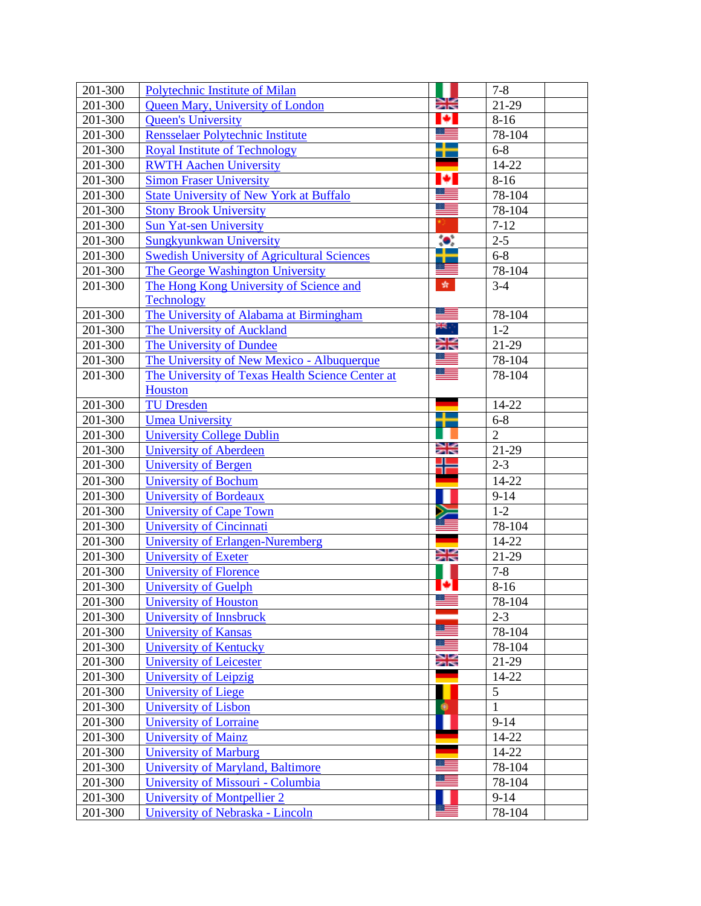| | | | | |
|---|---|---|---|---|
| 201-300 | Polytechnic Institute of Milan | | 7-8 | |
| 201-300 | Queen Mary, University of London | | 21-29 | |
| 201-300 | Queen's University | | 8-16 | |
| 201-300 | Rensselaer Polytechnic Institute | | 78-104 | |
| 201-300 | Royal Institute of Technology | | 6-8 | |
| 201-300 | RWTH Aachen University | | 14-22 | |
| 201-300 | Simon Fraser University | | 8-16 | |
| 201-300 | State University of New York at Buffalo | | 78-104 | |
| 201-300 | Stony Brook University | | 78-104 | |
| 201-300 | Sun Yat-sen University | | 7-12 | |
| 201-300 | Sungkyunkwan University | | 2-5 | |
| 201-300 | Swedish University of Agricultural Sciences | | 6-8 | |
| 201-300 | The George Washington University | | 78-104 | |
| 201-300 | The Hong Kong University of Science and Technology | | 3-4 | |
| 201-300 | The University of Alabama at Birmingham | | 78-104 | |
| 201-300 | The University of Auckland | | 1-2 | |
| 201-300 | The University of Dundee | | 21-29 | |
| 201-300 | The University of New Mexico - Albuquerque | | 78-104 | |
| 201-300 | The University of Texas Health Science Center at Houston | | 78-104 | |
| 201-300 | TU Dresden | | 14-22 | |
| 201-300 | Umea University | | 6-8 | |
| 201-300 | University College Dublin | | 2 | |
| 201-300 | University of Aberdeen | | 21-29 | |
| 201-300 | University of Bergen | | 2-3 | |
| 201-300 | University of Bochum | | 14-22 | |
| 201-300 | University of Bordeaux | | 9-14 | |
| 201-300 | University of Cape Town | | 1-2 | |
| 201-300 | University of Cincinnati | | 78-104 | |
| 201-300 | University of Erlangen-Nuremberg | | 14-22 | |
| 201-300 | University of Exeter | | 21-29 | |
| 201-300 | University of Florence | | 7-8 | |
| 201-300 | University of Guelph | | 8-16 | |
| 201-300 | University of Houston | | 78-104 | |
| 201-300 | University of Innsbruck | | 2-3 | |
| 201-300 | University of Kansas | | 78-104 | |
| 201-300 | University of Kentucky | | 78-104 | |
| 201-300 | University of Leicester | | 21-29 | |
| 201-300 | University of Leipzig | | 14-22 | |
| 201-300 | University of Liege | | 5 | |
| 201-300 | University of Lisbon | | 1 | |
| 201-300 | University of Lorraine | | 9-14 | |
| 201-300 | University of Mainz | | 14-22 | |
| 201-300 | University of Marburg | | 14-22 | |
| 201-300 | University of Maryland, Baltimore | | 78-104 | |
| 201-300 | University of Missouri - Columbia | | 78-104 | |
| 201-300 | University of Montpellier 2 | | 9-14 | |
| 201-300 | University of Nebraska - Lincoln | | 78-104 | |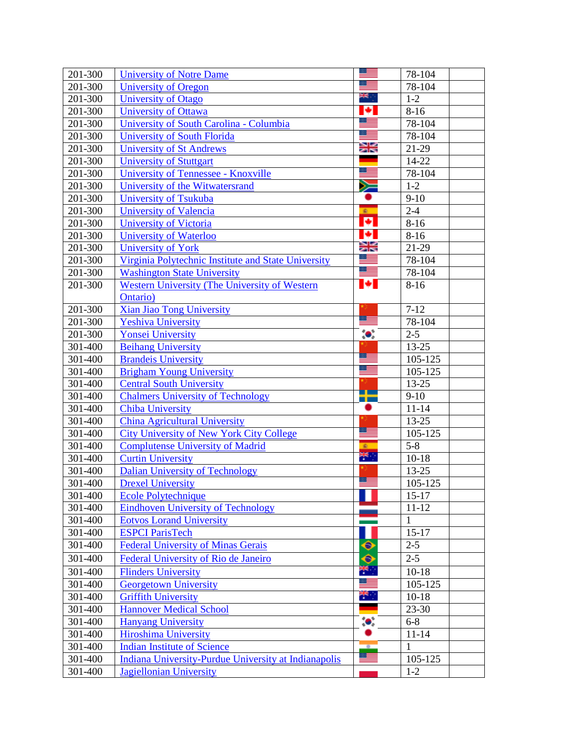| | | | | |
|---|---|---|---|---|
| 201-300 | University of Notre Dame | | 78-104 | |
| 201-300 | University of Oregon | | 78-104 | |
| 201-300 | University of Otago | | 1-2 | |
| 201-300 | University of Ottawa | | 8-16 | |
| 201-300 | University of South Carolina - Columbia | | 78-104 | |
| 201-300 | University of South Florida | | 78-104 | |
| 201-300 | University of St Andrews | | 21-29 | |
| 201-300 | University of Stuttgart | | 14-22 | |
| 201-300 | University of Tennessee - Knoxville | | 78-104 | |
| 201-300 | University of the Witwatersrand | | 1-2 | |
| 201-300 | University of Tsukuba | | 9-10 | |
| 201-300 | University of Valencia | | 2-4 | |
| 201-300 | University of Victoria | | 8-16 | |
| 201-300 | University of Waterloo | | 8-16 | |
| 201-300 | University of York | | 21-29 | |
| 201-300 | Virginia Polytechnic Institute and State University | | 78-104 | |
| 201-300 | Washington State University | | 78-104 | |
| 201-300 | Western University (The University of Western Ontario) | | 8-16 | |
| 201-300 | Xian Jiao Tong University | | 7-12 | |
| 201-300 | Yeshiva University | | 78-104 | |
| 201-300 | Yonsei University | | 2-5 | |
| 301-400 | Beihang University | | 13-25 | |
| 301-400 | Brandeis University | | 105-125 | |
| 301-400 | Brigham Young University | | 105-125 | |
| 301-400 | Central South University | | 13-25 | |
| 301-400 | Chalmers University of Technology | | 9-10 | |
| 301-400 | Chiba University | | 11-14 | |
| 301-400 | China Agricultural University | | 13-25 | |
| 301-400 | City University of New York City College | | 105-125 | |
| 301-400 | Complutense University of Madrid | | 5-8 | |
| 301-400 | Curtin University | | 10-18 | |
| 301-400 | Dalian University of Technology | | 13-25 | |
| 301-400 | Drexel University | | 105-125 | |
| 301-400 | Ecole Polytechnique | | 15-17 | |
| 301-400 | Eindhoven University of Technology | | 11-12 | |
| 301-400 | Eotvos Lorand University | | 1 | |
| 301-400 | ESPCI ParisTech | | 15-17 | |
| 301-400 | Federal University of Minas Gerais | | 2-5 | |
| 301-400 | Federal University of Rio de Janeiro | | 2-5 | |
| 301-400 | Flinders University | | 10-18 | |
| 301-400 | Georgetown University | | 105-125 | |
| 301-400 | Griffith University | | 10-18 | |
| 301-400 | Hannover Medical School | | 23-30 | |
| 301-400 | Hanyang University | | 6-8 | |
| 301-400 | Hiroshima University | | 11-14 | |
| 301-400 | Indian Institute of Science | | 1 | |
| 301-400 | Indiana University-Purdue University at Indianapolis | | 105-125 | |
| 301-400 | Jagiellonian University | | 1-2 | |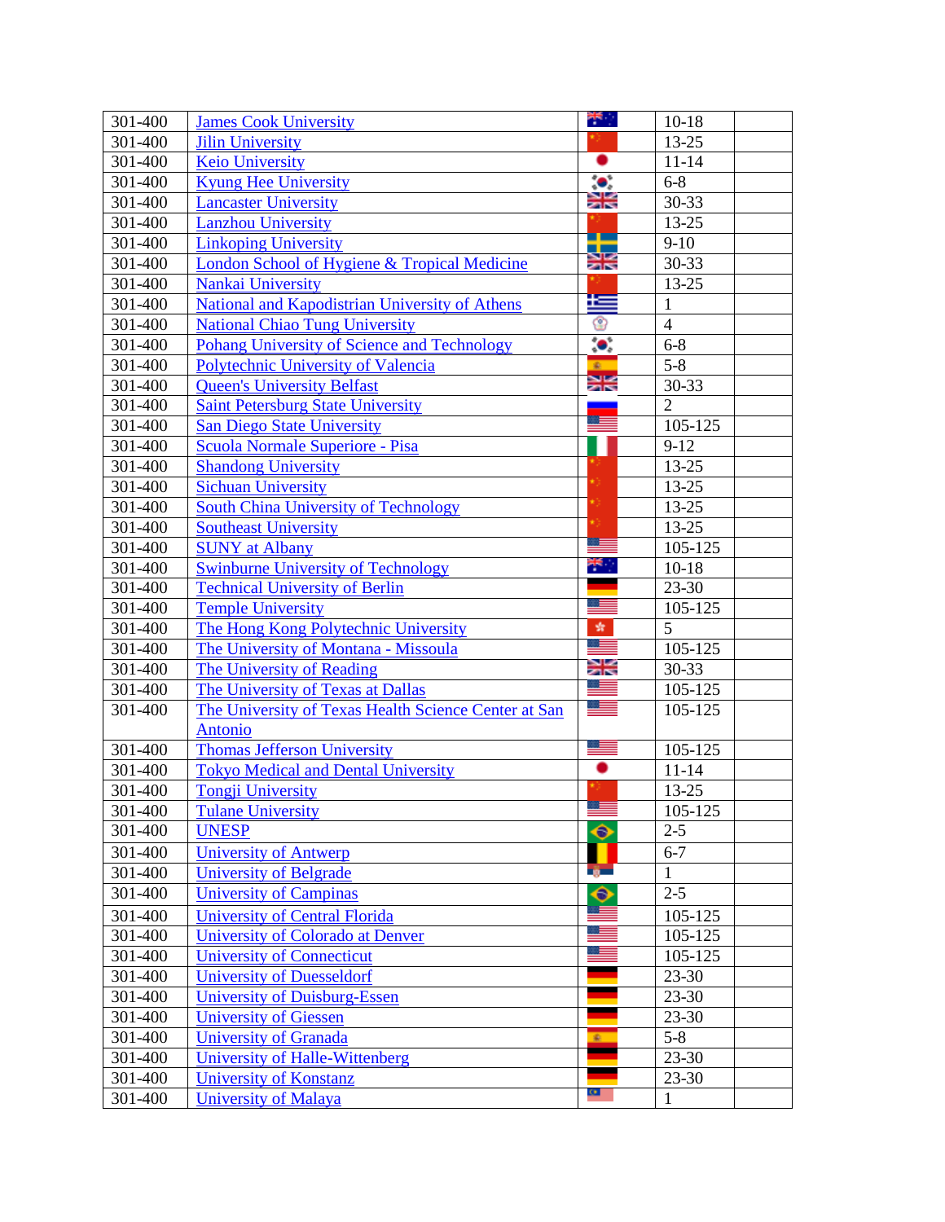| 301-400 | James Cook University | | 10-18 | |
|---|---|---|---|---|
| 301-400 | Jilin University | | 13-25 | |
| 301-400 | Keio University | | 11-14 | |
| 301-400 | Kyung Hee University | | 6-8 | |
| 301-400 | Lancaster University | | 30-33 | |
| 301-400 | Lanzhou University | | 13-25 | |
| 301-400 | Linkoping University | | 9-10 | |
| 301-400 | London School of Hygiene & Tropical Medicine | | 30-33 | |
| 301-400 | Nankai University | | 13-25 | |
| 301-400 | National and Kapodistrian University of Athens | | 1 | |
| 301-400 | National Chiao Tung University | | 4 | |
| 301-400 | Pohang University of Science and Technology | | 6-8 | |
| 301-400 | Polytechnic University of Valencia | | 5-8 | |
| 301-400 | Queen's University Belfast | | 30-33 | |
| 301-400 | Saint Petersburg State University | | 2 | |
| 301-400 | San Diego State University | | 105-125 | |
| 301-400 | Scuola Normale Superiore - Pisa | | 9-12 | |
| 301-400 | Shandong University | | 13-25 | |
| 301-400 | Sichuan University | | 13-25 | |
| 301-400 | South China University of Technology | | 13-25 | |
| 301-400 | Southeast University | | 13-25 | |
| 301-400 | SUNY at Albany | | 105-125 | |
| 301-400 | Swinburne University of Technology | | 10-18 | |
| 301-400 | Technical University of Berlin | | 23-30 | |
| 301-400 | Temple University | | 105-125 | |
| 301-400 | The Hong Kong Polytechnic University | | 5 | |
| 301-400 | The University of Montana - Missoula | | 105-125 | |
| 301-400 | The University of Reading | | 30-33 | |
| 301-400 | The University of Texas at Dallas | | 105-125 | |
| 301-400 | The University of Texas Health Science Center at San Antonio | | 105-125 | |
| 301-400 | Thomas Jefferson University | | 105-125 | |
| 301-400 | Tokyo Medical and Dental University | | 11-14 | |
| 301-400 | Tongji University | | 13-25 | |
| 301-400 | Tulane University | | 105-125 | |
| 301-400 | UNESP | | 2-5 | |
| 301-400 | University of Antwerp | | 6-7 | |
| 301-400 | University of Belgrade | | 1 | |
| 301-400 | University of Campinas | | 2-5 | |
| 301-400 | University of Central Florida | | 105-125 | |
| 301-400 | University of Colorado at Denver | | 105-125 | |
| 301-400 | University of Connecticut | | 105-125 | |
| 301-400 | University of Duesseldorf | | 23-30 | |
| 301-400 | University of Duisburg-Essen | | 23-30 | |
| 301-400 | University of Giessen | | 23-30 | |
| 301-400 | University of Granada | | 5-8 | |
| 301-400 | University of Halle-Wittenberg | | 23-30 | |
| 301-400 | University of Konstanz | | 23-30 | |
| 301-400 | University of Malaya | | 1 | |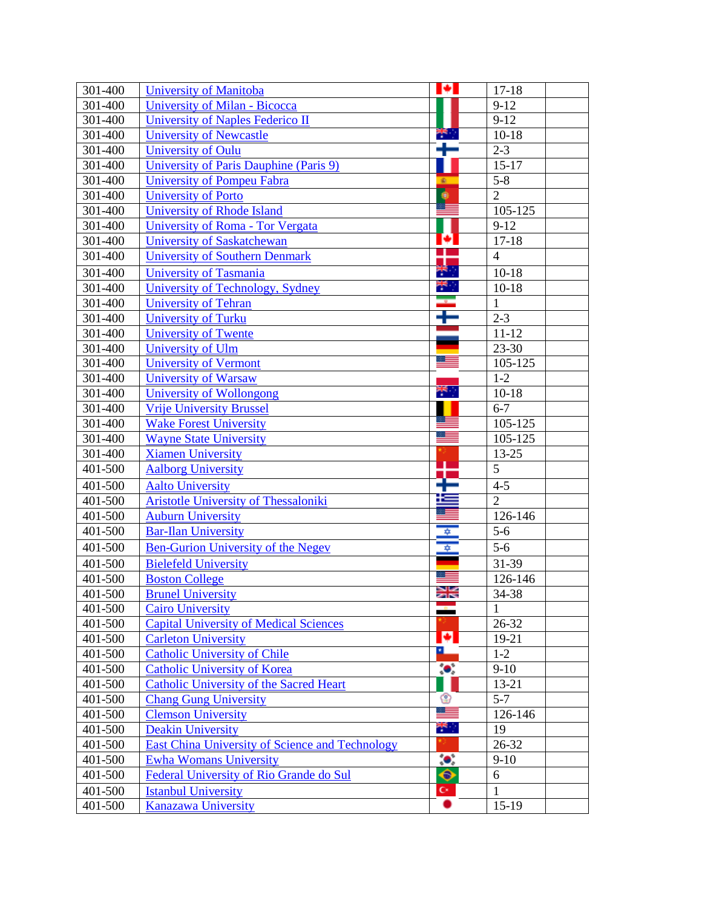| | | | | |
|---|---|---|---|---|
| 301-400 | University of Manitoba | | 17-18 | |
| 301-400 | University of Milan - Bicocca | | 9-12 | |
| 301-400 | University of Naples Federico II | | 9-12 | |
| 301-400 | University of Newcastle | | 10-18 | |
| 301-400 | University of Oulu | | 2-3 | |
| 301-400 | University of Paris Dauphine (Paris 9) | | 15-17 | |
| 301-400 | University of Pompeu Fabra | | 5-8 | |
| 301-400 | University of Porto | | 2 | |
| 301-400 | University of Rhode Island | | 105-125 | |
| 301-400 | University of Roma - Tor Vergata | | 9-12 | |
| 301-400 | University of Saskatchewan | | 17-18 | |
| 301-400 | University of Southern Denmark | | 4 | |
| 301-400 | University of Tasmania | | 10-18 | |
| 301-400 | University of Technology, Sydney | | 10-18 | |
| 301-400 | University of Tehran | | 1 | |
| 301-400 | University of Turku | | 2-3 | |
| 301-400 | University of Twente | | 11-12 | |
| 301-400 | University of Ulm | | 23-30 | |
| 301-400 | University of Vermont | | 105-125 | |
| 301-400 | University of Warsaw | | 1-2 | |
| 301-400 | University of Wollongong | | 10-18 | |
| 301-400 | Vrije University Brussel | | 6-7 | |
| 301-400 | Wake Forest University | | 105-125 | |
| 301-400 | Wayne State University | | 105-125 | |
| 301-400 | Xiamen University | | 13-25 | |
| 401-500 | Aalborg University | | 5 | |
| 401-500 | Aalto University | | 4-5 | |
| 401-500 | Aristotle University of Thessaloniki | | 2 | |
| 401-500 | Auburn University | | 126-146 | |
| 401-500 | Bar-Ilan University | | 5-6 | |
| 401-500 | Ben-Gurion University of the Negev | | 5-6 | |
| 401-500 | Bielefeld University | | 31-39 | |
| 401-500 | Boston College | | 126-146 | |
| 401-500 | Brunel University | | 34-38 | |
| 401-500 | Cairo University | | 1 | |
| 401-500 | Capital University of Medical Sciences | | 26-32 | |
| 401-500 | Carleton University | | 19-21 | |
| 401-500 | Catholic University of Chile | | 1-2 | |
| 401-500 | Catholic University of Korea | | 9-10 | |
| 401-500 | Catholic University of the Sacred Heart | | 13-21 | |
| 401-500 | Chang Gung University | | 5-7 | |
| 401-500 | Clemson University | | 126-146 | |
| 401-500 | Deakin University | | 19 | |
| 401-500 | East China University of Science and Technology | | 26-32 | |
| 401-500 | Ewha Womans University | | 9-10 | |
| 401-500 | Federal University of Rio Grande do Sul | | 6 | |
| 401-500 | Istanbul University | | 1 | |
| 401-500 | Kanazawa University | | 15-19 | |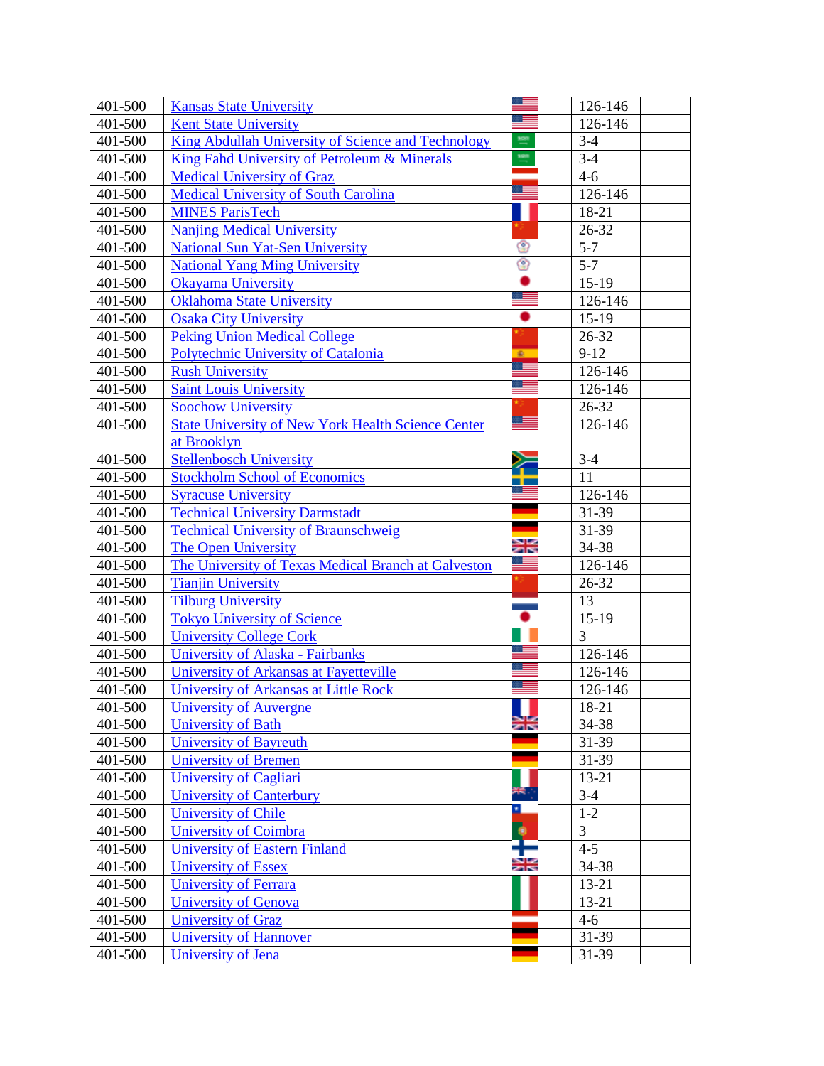| | | | | |
|---|---|---|---|---|
| 401-500 | Kansas State University | | 126-146 | |
| 401-500 | Kent State University | | 126-146 | |
| 401-500 | King Abdullah University of Science and Technology | | 3-4 | |
| 401-500 | King Fahd University of Petroleum & Minerals | | 3-4 | |
| 401-500 | Medical University of Graz | | 4-6 | |
| 401-500 | Medical University of South Carolina | | 126-146 | |
| 401-500 | MINES ParisTech | | 18-21 | |
| 401-500 | Nanjing Medical University | | 26-32 | |
| 401-500 | National Sun Yat-Sen University | | 5-7 | |
| 401-500 | National Yang Ming University | | 5-7 | |
| 401-500 | Okayama University | | 15-19 | |
| 401-500 | Oklahoma State University | | 126-146 | |
| 401-500 | Osaka City University | | 15-19 | |
| 401-500 | Peking Union Medical College | | 26-32 | |
| 401-500 | Polytechnic University of Catalonia | | 9-12 | |
| 401-500 | Rush University | | 126-146 | |
| 401-500 | Saint Louis University | | 126-146 | |
| 401-500 | Soochow University | | 26-32 | |
| 401-500 | State University of New York Health Science Center at Brooklyn | | 126-146 | |
| 401-500 | Stellenbosch University | | 3-4 | |
| 401-500 | Stockholm School of Economics | | 11 | |
| 401-500 | Syracuse University | | 126-146 | |
| 401-500 | Technical University Darmstadt | | 31-39 | |
| 401-500 | Technical University of Braunschweig | | 31-39 | |
| 401-500 | The Open University | | 34-38 | |
| 401-500 | The University of Texas Medical Branch at Galveston | | 126-146 | |
| 401-500 | Tianjin University | | 26-32 | |
| 401-500 | Tilburg University | | 13 | |
| 401-500 | Tokyo University of Science | | 15-19 | |
| 401-500 | University College Cork | | 3 | |
| 401-500 | University of Alaska - Fairbanks | | 126-146 | |
| 401-500 | University of Arkansas at Fayetteville | | 126-146 | |
| 401-500 | University of Arkansas at Little Rock | | 126-146 | |
| 401-500 | University of Auvergne | | 18-21 | |
| 401-500 | University of Bath | | 34-38 | |
| 401-500 | University of Bayreuth | | 31-39 | |
| 401-500 | University of Bremen | | 31-39 | |
| 401-500 | University of Cagliari | | 13-21 | |
| 401-500 | University of Canterbury | | 3-4 | |
| 401-500 | University of Chile | | 1-2 | |
| 401-500 | University of Coimbra | | 3 | |
| 401-500 | University of Eastern Finland | | 4-5 | |
| 401-500 | University of Essex | | 34-38 | |
| 401-500 | University of Ferrara | | 13-21 | |
| 401-500 | University of Genova | | 13-21 | |
| 401-500 | University of Graz | | 4-6 | |
| 401-500 | University of Hannover | | 31-39 | |
| 401-500 | University of Jena | | 31-39 | |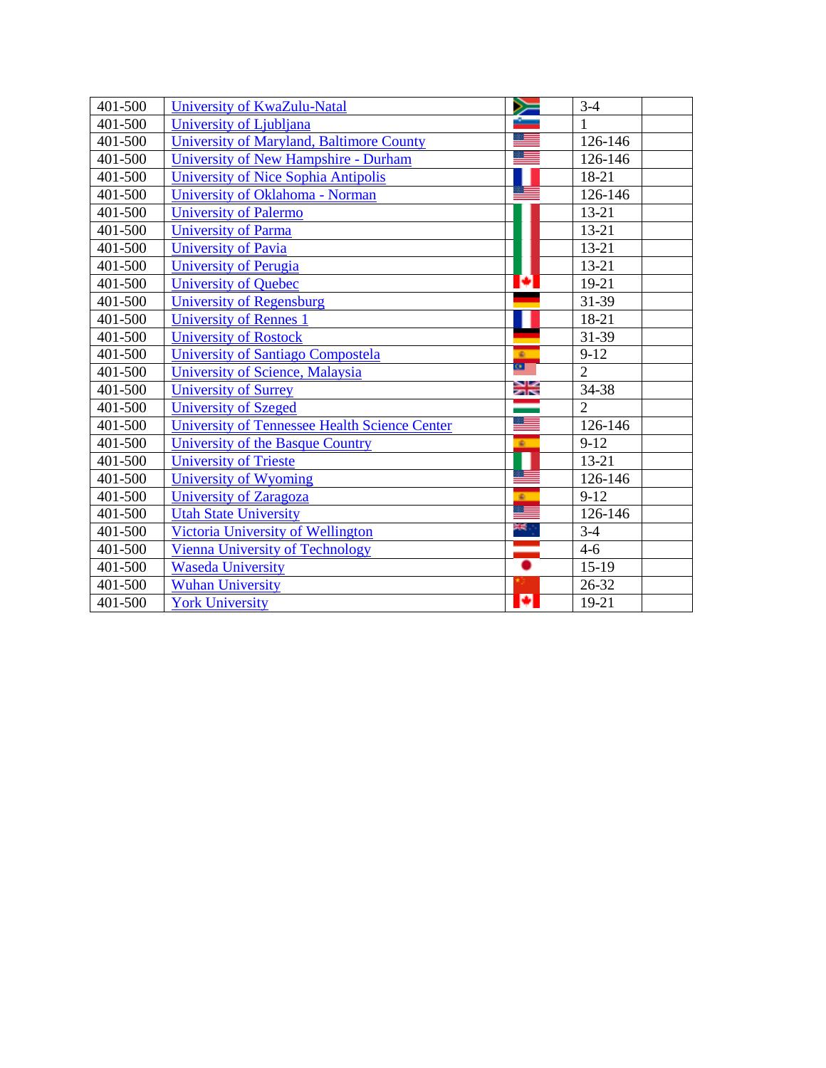| | | | | |
|---|---|---|---|---|
| 401-500 | University of KwaZulu-Natal | | 3-4 | |
| 401-500 | University of Ljubljana | | 1 | |
| 401-500 | University of Maryland, Baltimore County | | 126-146 | |
| 401-500 | University of New Hampshire - Durham | | 126-146 | |
| 401-500 | University of Nice Sophia Antipolis | | 18-21 | |
| 401-500 | University of Oklahoma - Norman | | 126-146 | |
| 401-500 | University of Palermo | | 13-21 | |
| 401-500 | University of Parma | | 13-21 | |
| 401-500 | University of Pavia | | 13-21 | |
| 401-500 | University of Perugia | | 13-21 | |
| 401-500 | University of Quebec | | 19-21 | |
| 401-500 | University of Regensburg | | 31-39 | |
| 401-500 | University of Rennes 1 | | 18-21 | |
| 401-500 | University of Rostock | | 31-39 | |
| 401-500 | University of Santiago Compostela | | 9-12 | |
| 401-500 | University of Science, Malaysia | | 2 | |
| 401-500 | University of Surrey | | 34-38 | |
| 401-500 | University of Szeged | | 2 | |
| 401-500 | University of Tennessee Health Science Center | | 126-146 | |
| 401-500 | University of the Basque Country | | 9-12 | |
| 401-500 | University of Trieste | | 13-21 | |
| 401-500 | University of Wyoming | | 126-146 | |
| 401-500 | University of Zaragoza | | 9-12 | |
| 401-500 | Utah State University | | 126-146 | |
| 401-500 | Victoria University of Wellington | | 3-4 | |
| 401-500 | Vienna University of Technology | | 4-6 | |
| 401-500 | Waseda University | | 15-19 | |
| 401-500 | Wuhan University | | 26-32 | |
| 401-500 | York University | | 19-21 | |